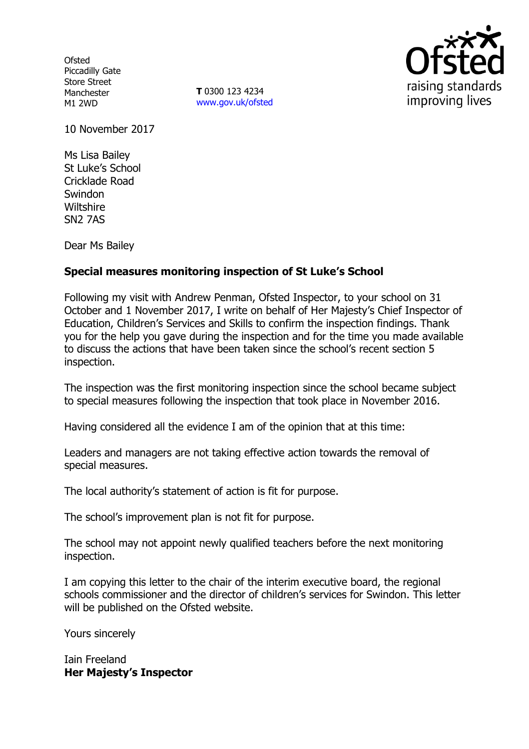Ofsted
Piccadilly Gate
Store Street
Manchester
M1 2WD

**T** 0300 123 4234
www.gov.uk/ofsted

raising standards
improving lives

10 November 2017

Ms Lisa Bailey
St Luke's School
Cricklade Road
Swindon
Wiltshire
SN2 7AS

Dear Ms Bailey

**Special measures monitoring inspection of St Luke's School**

Following my visit with Andrew Penman, Ofsted Inspector, to your school on 31 October and 1 November 2017, I write on behalf of Her Majesty's Chief Inspector of Education, Children's Services and Skills to confirm the inspection findings. Thank you for the help you gave during the inspection and for the time you made available to discuss the actions that have been taken since the school's recent section 5 inspection.

The inspection was the first monitoring inspection since the school became subject to special measures following the inspection that took place in November 2016.

Having considered all the evidence I am of the opinion that at this time:

Leaders and managers are not taking effective action towards the removal of special measures.

The local authority's statement of action is fit for purpose.

The school's improvement plan is not fit for purpose.

The school may not appoint newly qualified teachers before the next monitoring inspection.

I am copying this letter to the chair of the interim executive board, the regional schools commissioner and the director of children's services for Swindon. This letter will be published on the Ofsted website.

Yours sincerely

Iain Freeland
**Her Majesty's Inspector**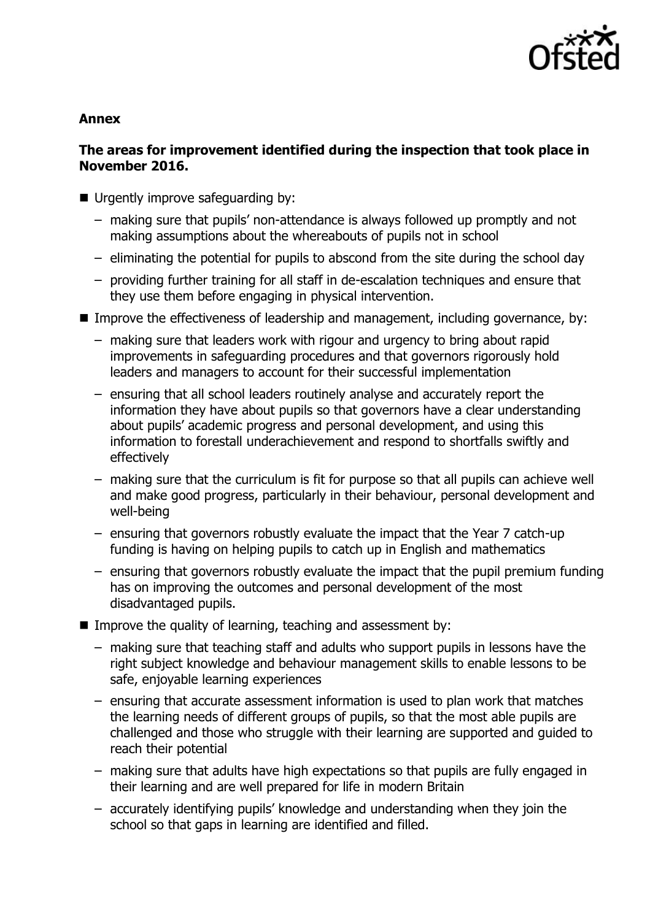**Annex**

**The areas for improvement identified during the inspection that took place in November 2016.**

- Urgently improve safeguarding by:
  - making sure that pupils' non-attendance is always followed up promptly and not making assumptions about the whereabouts of pupils not in school
  - eliminating the potential for pupils to abscond from the site during the school day
  - providing further training for all staff in de-escalation techniques and ensure that they use them before engaging in physical intervention.
- Improve the effectiveness of leadership and management, including governance, by:
  - making sure that leaders work with rigour and urgency to bring about rapid improvements in safeguarding procedures and that governors rigorously hold leaders and managers to account for their successful implementation
  - ensuring that all school leaders routinely analyse and accurately report the information they have about pupils so that governors have a clear understanding about pupils' academic progress and personal development, and using this information to forestall underachievement and respond to shortfalls swiftly and effectively
  - making sure that the curriculum is fit for purpose so that all pupils can achieve well and make good progress, particularly in their behaviour, personal development and well-being
  - ensuring that governors robustly evaluate the impact that the Year 7 catch-up funding is having on helping pupils to catch up in English and mathematics
  - ensuring that governors robustly evaluate the impact that the pupil premium funding has on improving the outcomes and personal development of the most disadvantaged pupils.
- Improve the quality of learning, teaching and assessment by:
  - making sure that teaching staff and adults who support pupils in lessons have the right subject knowledge and behaviour management skills to enable lessons to be safe, enjoyable learning experiences
  - ensuring that accurate assessment information is used to plan work that matches the learning needs of different groups of pupils, so that the most able pupils are challenged and those who struggle with their learning are supported and guided to reach their potential
  - making sure that adults have high expectations so that pupils are fully engaged in their learning and are well prepared for life in modern Britain
  - accurately identifying pupils' knowledge and understanding when they join the school so that gaps in learning are identified and filled.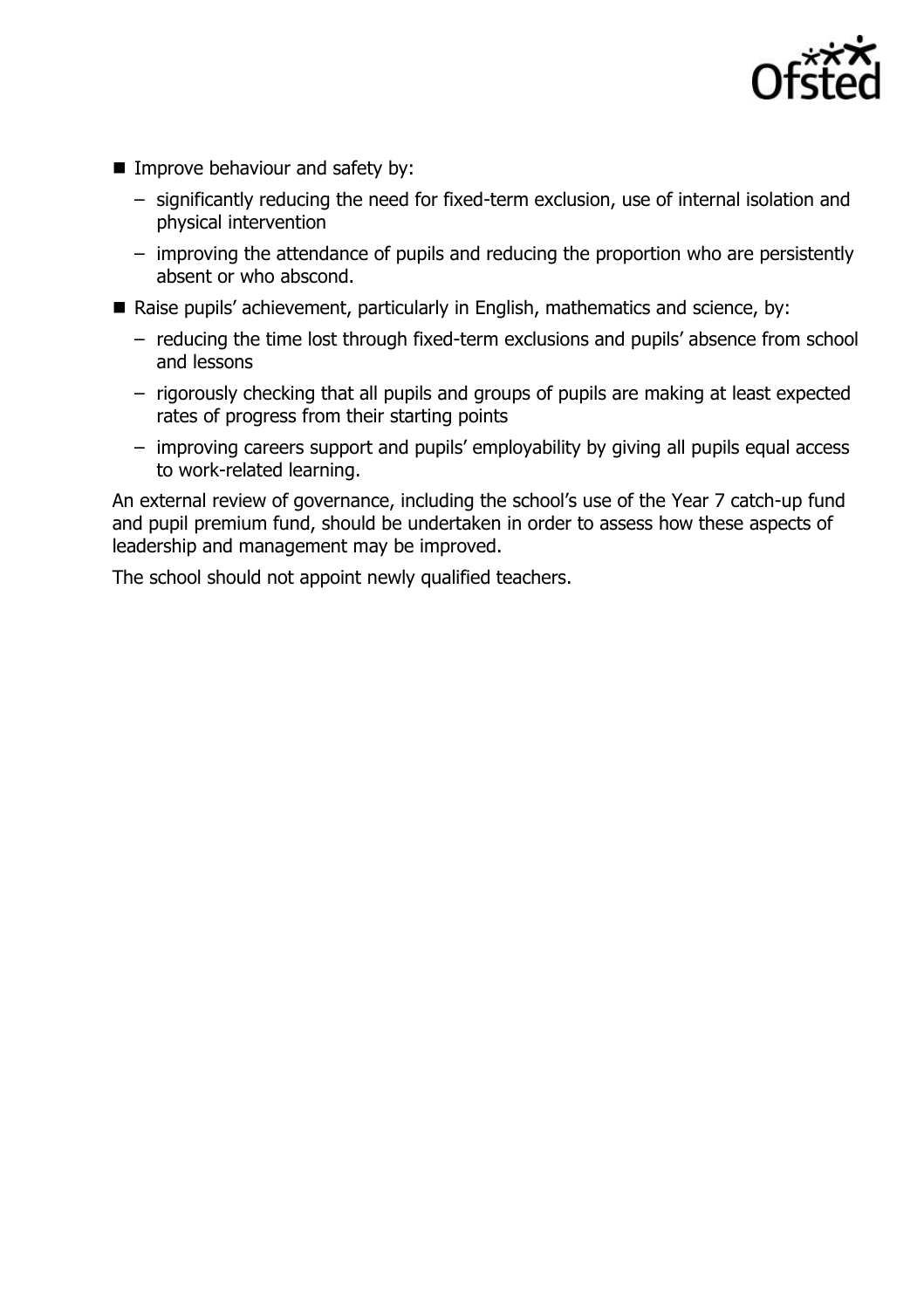- Improve behaviour and safety by:
  - significantly reducing the need for fixed-term exclusion, use of internal isolation and physical intervention
  - improving the attendance of pupils and reducing the proportion who are persistently absent or who abscond.
- Raise pupils' achievement, particularly in English, mathematics and science, by:
  - reducing the time lost through fixed-term exclusions and pupils' absence from school and lessons
  - rigorously checking that all pupils and groups of pupils are making at least expected rates of progress from their starting points
  - improving careers support and pupils' employability by giving all pupils equal access to work-related learning.

An external review of governance, including the school's use of the Year 7 catch-up fund and pupil premium fund, should be undertaken in order to assess how these aspects of leadership and management may be improved.

The school should not appoint newly qualified teachers.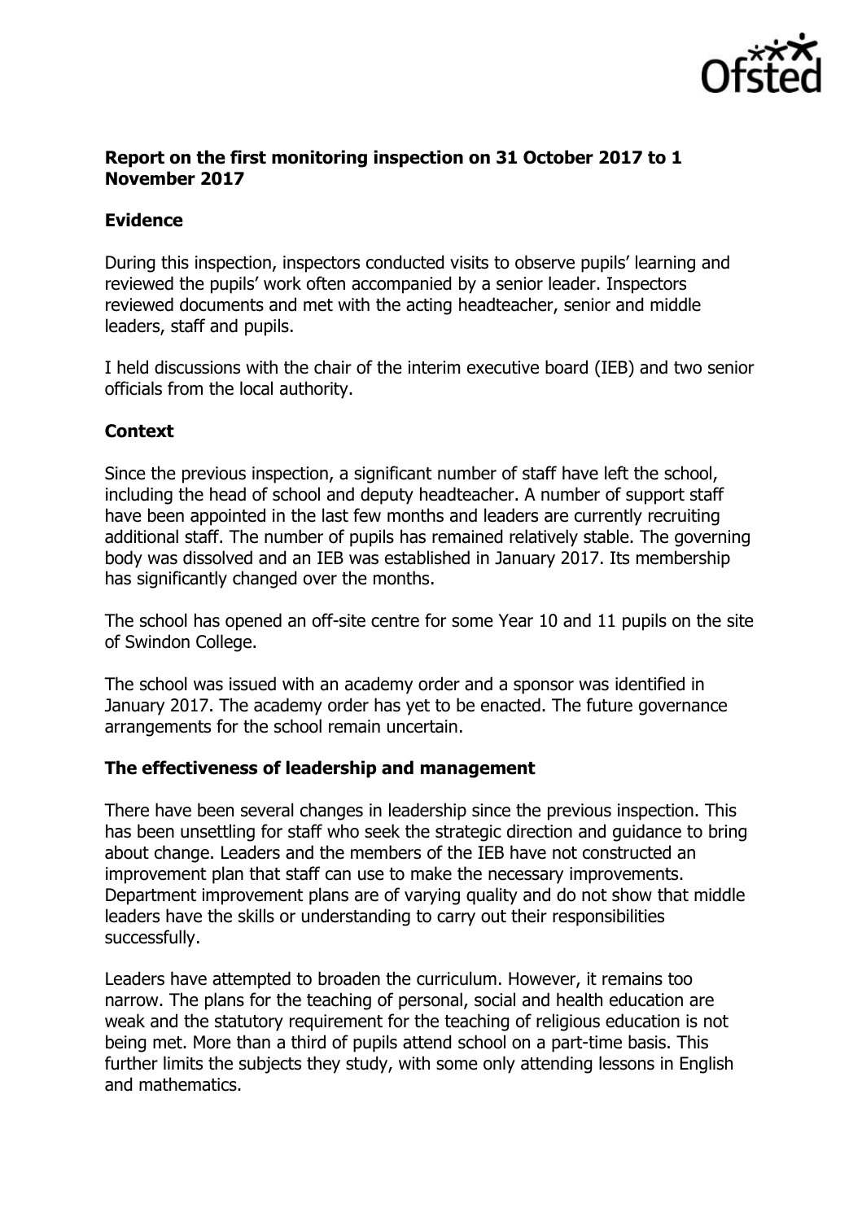**Report on the first monitoring inspection on 31 October 2017 to 1 November 2017**

**Evidence**

During this inspection, inspectors conducted visits to observe pupils' learning and reviewed the pupils' work often accompanied by a senior leader. Inspectors reviewed documents and met with the acting headteacher, senior and middle leaders, staff and pupils.

I held discussions with the chair of the interim executive board (IEB) and two senior officials from the local authority.

**Context**

Since the previous inspection, a significant number of staff have left the school, including the head of school and deputy headteacher. A number of support staff have been appointed in the last few months and leaders are currently recruiting additional staff. The number of pupils has remained relatively stable. The governing body was dissolved and an IEB was established in January 2017. Its membership has significantly changed over the months.

The school has opened an off-site centre for some Year 10 and 11 pupils on the site of Swindon College.

The school was issued with an academy order and a sponsor was identified in January 2017. The academy order has yet to be enacted. The future governance arrangements for the school remain uncertain.

**The effectiveness of leadership and management**

There have been several changes in leadership since the previous inspection. This has been unsettling for staff who seek the strategic direction and guidance to bring about change. Leaders and the members of the IEB have not constructed an improvement plan that staff can use to make the necessary improvements. Department improvement plans are of varying quality and do not show that middle leaders have the skills or understanding to carry out their responsibilities successfully.

Leaders have attempted to broaden the curriculum. However, it remains too narrow. The plans for the teaching of personal, social and health education are weak and the statutory requirement for the teaching of religious education is not being met. More than a third of pupils attend school on a part-time basis. This further limits the subjects they study, with some only attending lessons in English and mathematics.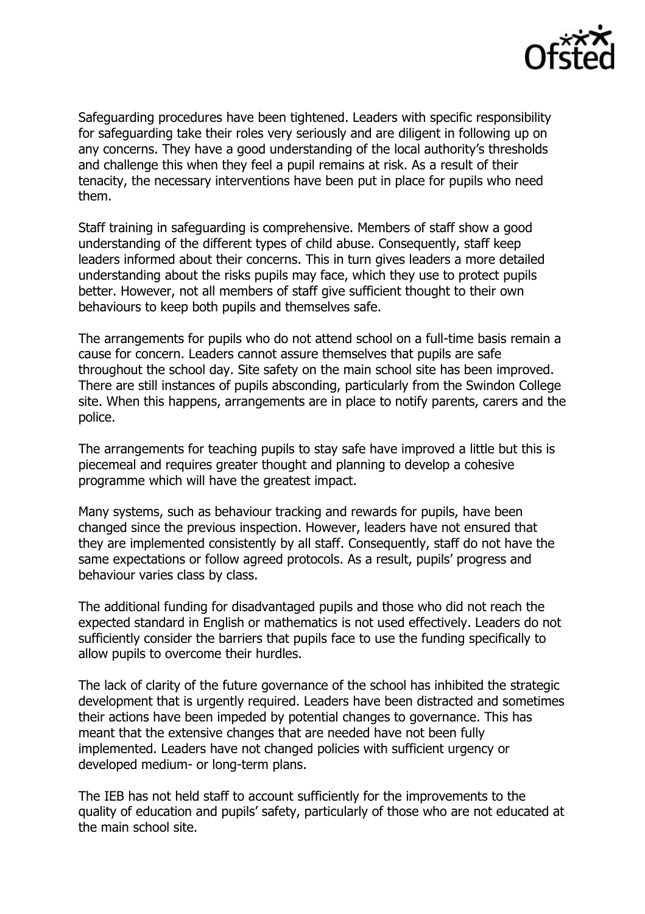Safeguarding procedures have been tightened. Leaders with specific responsibility for safeguarding take their roles very seriously and are diligent in following up on any concerns. They have a good understanding of the local authority's thresholds and challenge this when they feel a pupil remains at risk. As a result of their tenacity, the necessary interventions have been put in place for pupils who need them.

Staff training in safeguarding is comprehensive. Members of staff show a good understanding of the different types of child abuse. Consequently, staff keep leaders informed about their concerns. This in turn gives leaders a more detailed understanding about the risks pupils may face, which they use to protect pupils better. However, not all members of staff give sufficient thought to their own behaviours to keep both pupils and themselves safe.

The arrangements for pupils who do not attend school on a full-time basis remain a cause for concern. Leaders cannot assure themselves that pupils are safe throughout the school day. Site safety on the main school site has been improved. There are still instances of pupils absconding, particularly from the Swindon College site. When this happens, arrangements are in place to notify parents, carers and the police.

The arrangements for teaching pupils to stay safe have improved a little but this is piecemeal and requires greater thought and planning to develop a cohesive programme which will have the greatest impact.

Many systems, such as behaviour tracking and rewards for pupils, have been changed since the previous inspection. However, leaders have not ensured that they are implemented consistently by all staff. Consequently, staff do not have the same expectations or follow agreed protocols. As a result, pupils' progress and behaviour varies class by class.

The additional funding for disadvantaged pupils and those who did not reach the expected standard in English or mathematics is not used effectively. Leaders do not sufficiently consider the barriers that pupils face to use the funding specifically to allow pupils to overcome their hurdles.

The lack of clarity of the future governance of the school has inhibited the strategic development that is urgently required. Leaders have been distracted and sometimes their actions have been impeded by potential changes to governance. This has meant that the extensive changes that are needed have not been fully implemented. Leaders have not changed policies with sufficient urgency or developed medium- or long-term plans.

The IEB has not held staff to account sufficiently for the improvements to the quality of education and pupils' safety, particularly of those who are not educated at the main school site.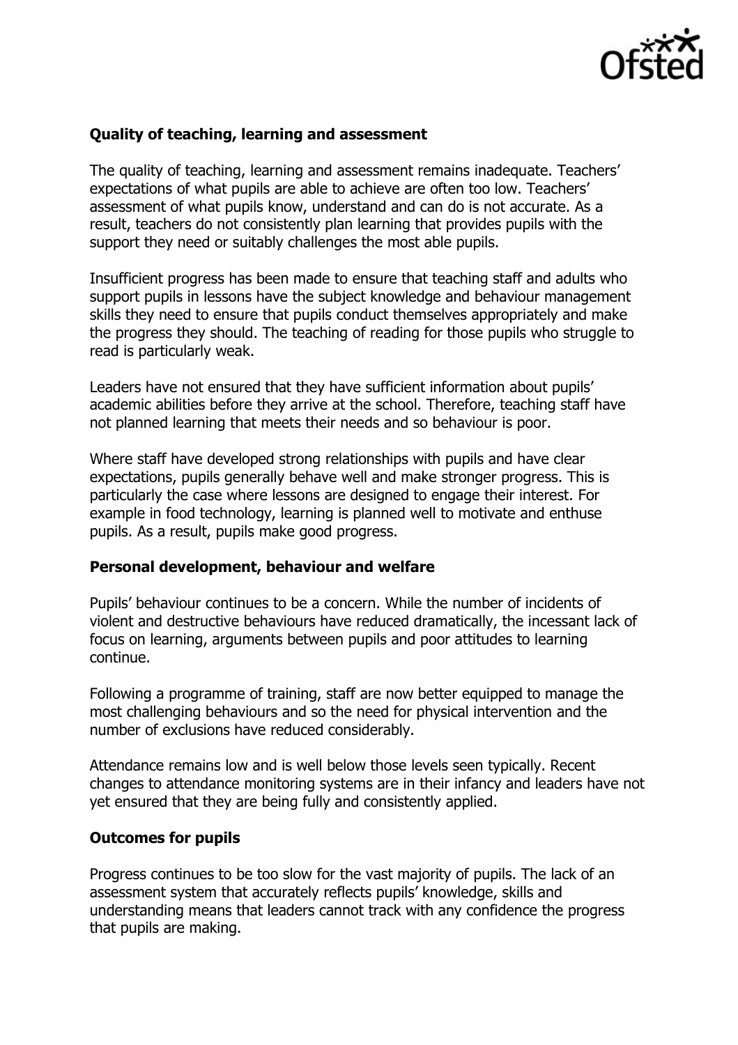**Quality of teaching, learning and assessment**

The quality of teaching, learning and assessment remains inadequate. Teachers' expectations of what pupils are able to achieve are often too low. Teachers' assessment of what pupils know, understand and can do is not accurate. As a result, teachers do not consistently plan learning that provides pupils with the support they need or suitably challenges the most able pupils.

Insufficient progress has been made to ensure that teaching staff and adults who support pupils in lessons have the subject knowledge and behaviour management skills they need to ensure that pupils conduct themselves appropriately and make the progress they should. The teaching of reading for those pupils who struggle to read is particularly weak.

Leaders have not ensured that they have sufficient information about pupils' academic abilities before they arrive at the school. Therefore, teaching staff have not planned learning that meets their needs and so behaviour is poor.

Where staff have developed strong relationships with pupils and have clear expectations, pupils generally behave well and make stronger progress. This is particularly the case where lessons are designed to engage their interest. For example in food technology, learning is planned well to motivate and enthuse pupils. As a result, pupils make good progress.

**Personal development, behaviour and welfare**

Pupils' behaviour continues to be a concern. While the number of incidents of violent and destructive behaviours have reduced dramatically, the incessant lack of focus on learning, arguments between pupils and poor attitudes to learning continue.

Following a programme of training, staff are now better equipped to manage the most challenging behaviours and so the need for physical intervention and the number of exclusions have reduced considerably.

Attendance remains low and is well below those levels seen typically. Recent changes to attendance monitoring systems are in their infancy and leaders have not yet ensured that they are being fully and consistently applied.

**Outcomes for pupils**

Progress continues to be too slow for the vast majority of pupils. The lack of an assessment system that accurately reflects pupils' knowledge, skills and understanding means that leaders cannot track with any confidence the progress that pupils are making.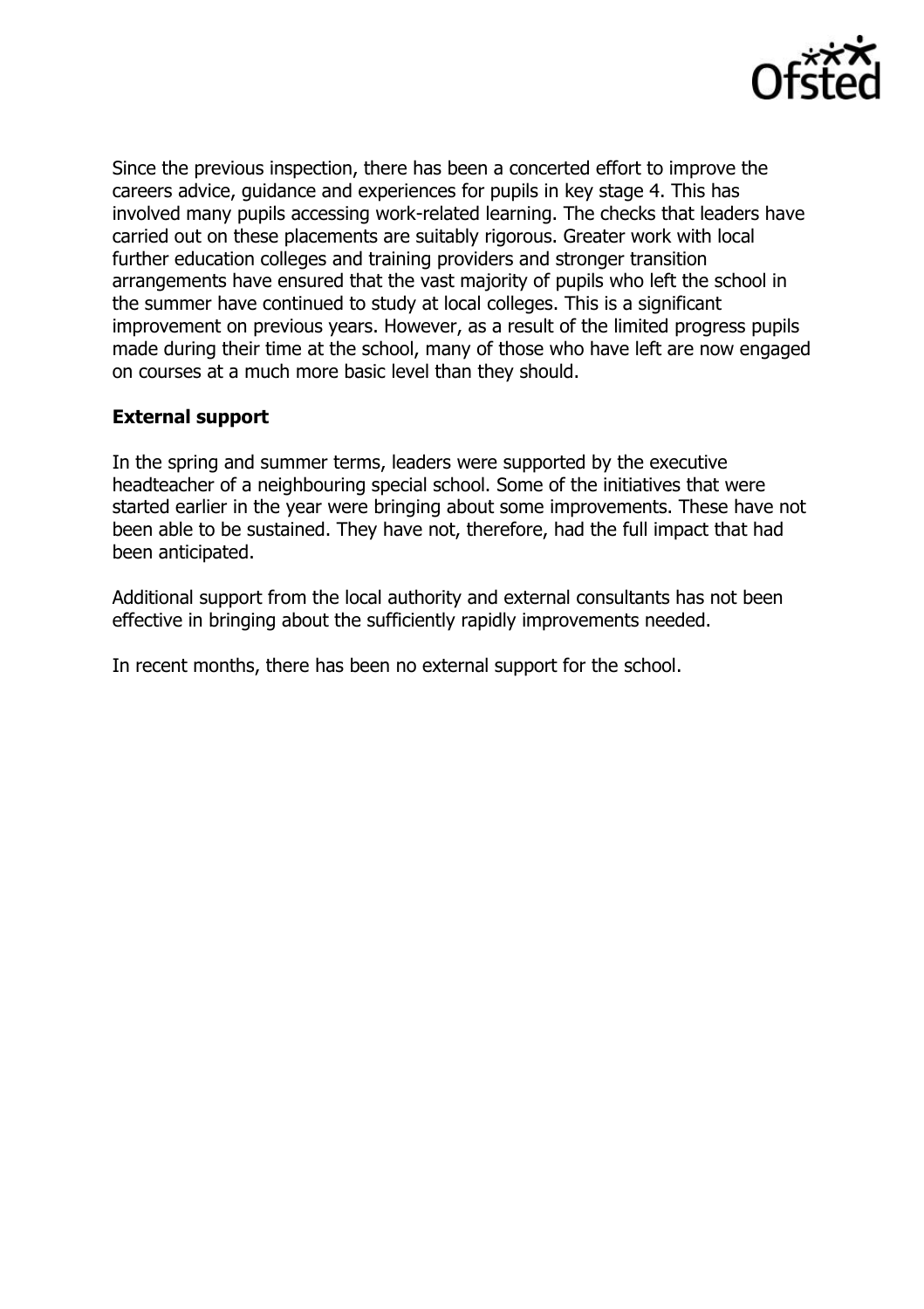Since the previous inspection, there has been a concerted effort to improve the careers advice, guidance and experiences for pupils in key stage 4. This has involved many pupils accessing work-related learning. The checks that leaders have carried out on these placements are suitably rigorous. Greater work with local further education colleges and training providers and stronger transition arrangements have ensured that the vast majority of pupils who left the school in the summer have continued to study at local colleges. This is a significant improvement on previous years. However, as a result of the limited progress pupils made during their time at the school, many of those who have left are now engaged on courses at a much more basic level than they should.

**External support**

In the spring and summer terms, leaders were supported by the executive headteacher of a neighbouring special school. Some of the initiatives that were started earlier in the year were bringing about some improvements. These have not been able to be sustained. They have not, therefore, had the full impact that had been anticipated.

Additional support from the local authority and external consultants has not been effective in bringing about the sufficiently rapidly improvements needed.

In recent months, there has been no external support for the school.